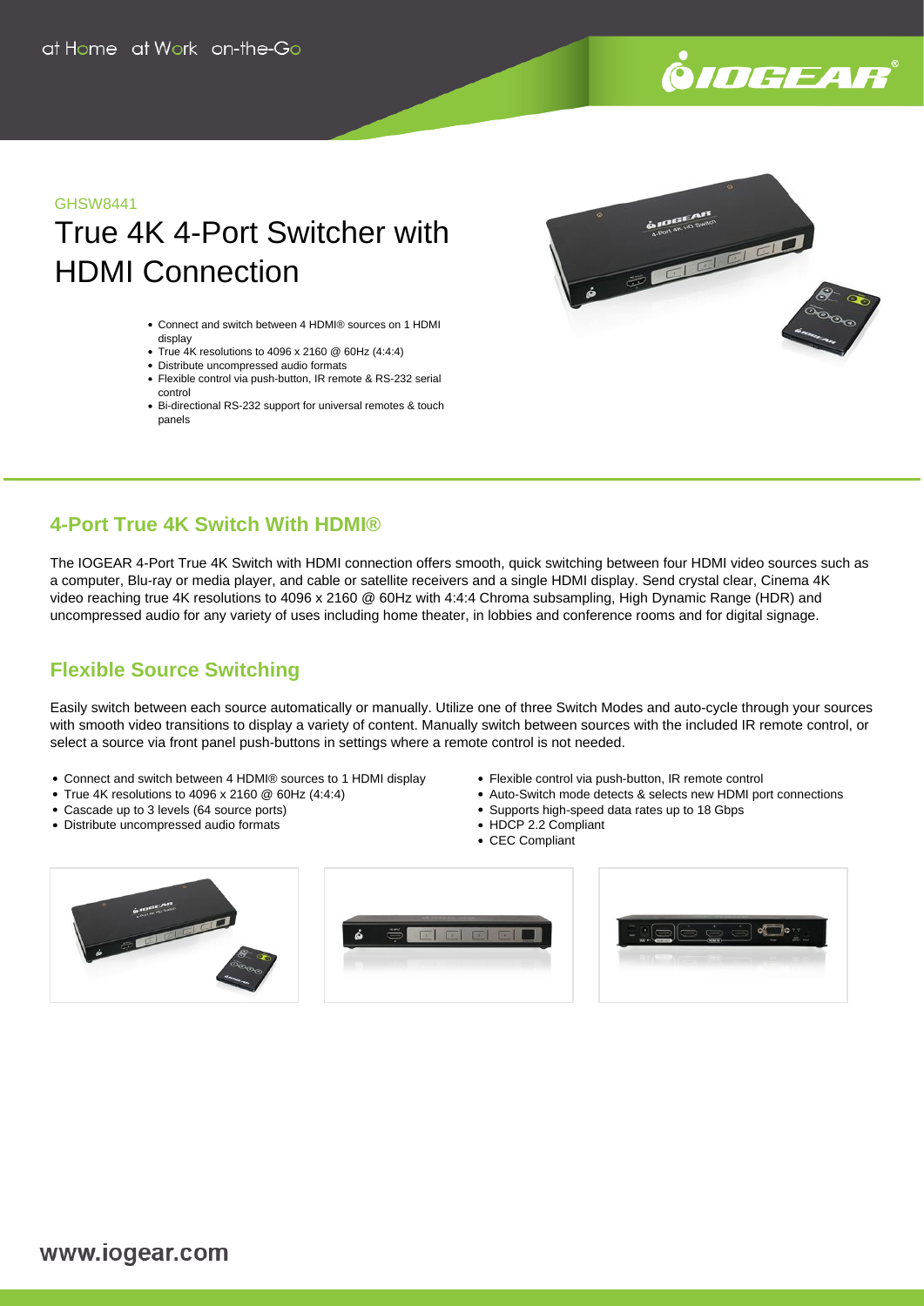GHSW8441

# True 4K 4-Port Switcher with HDMI Connection

- Connect and switch between 4 HDMI® sources on 1 HDMI display
- True 4K resolutions to 4096 x 2160 @ 60Hz (4:4:4)
- Distribute uncompressed audio formats
- Flexible control via push-button, IR remote & RS-232 serial control
- Bi-directional RS-232 support for universal remotes & touch panels

## 4-Port True 4K Switch With HDMI®

The IOGEAR 4-Port True 4K Switch with HDMI connection offers smooth, quick switching between four HDMI video sources such as a computer, Blu-ray or media player, and cable or satellite receivers and a single HDMI display. Send crystal clear, Cinema 4K video reaching true 4K resolutions to 4096 x 2160 @ 60Hz with 4:4:4 Chroma subsampling, High Dynamic Range (HDR) and uncompressed audio for any variety of uses including home theater, in lobbies and conference rooms and for digital signage.

## Flexible Source Switching

Easily switch between each source automatically or manually. Utilize one of three Switch Modes and auto-cycle through your sources with smooth video transitions to display a variety of content. Manually switch between sources with the included IR remote control, or select a source via front panel push-buttons in settings where a remote control is not needed.

- Connect and switch between 4 HDMI® sources to 1 HDMI display
- True 4K resolutions to 4096 x 2160 @ 60Hz (4:4:4)
- Cascade up to 3 levels (64 source ports)
- Distribute uncompressed audio formats
- Flexible control via push-button, IR remote control
- Auto-Switch mode detects & selects new HDMI port connections
- Supports high-speed data rates up to 18 Gbps
- HDCP 2.2 Compliant
- CEC Compliant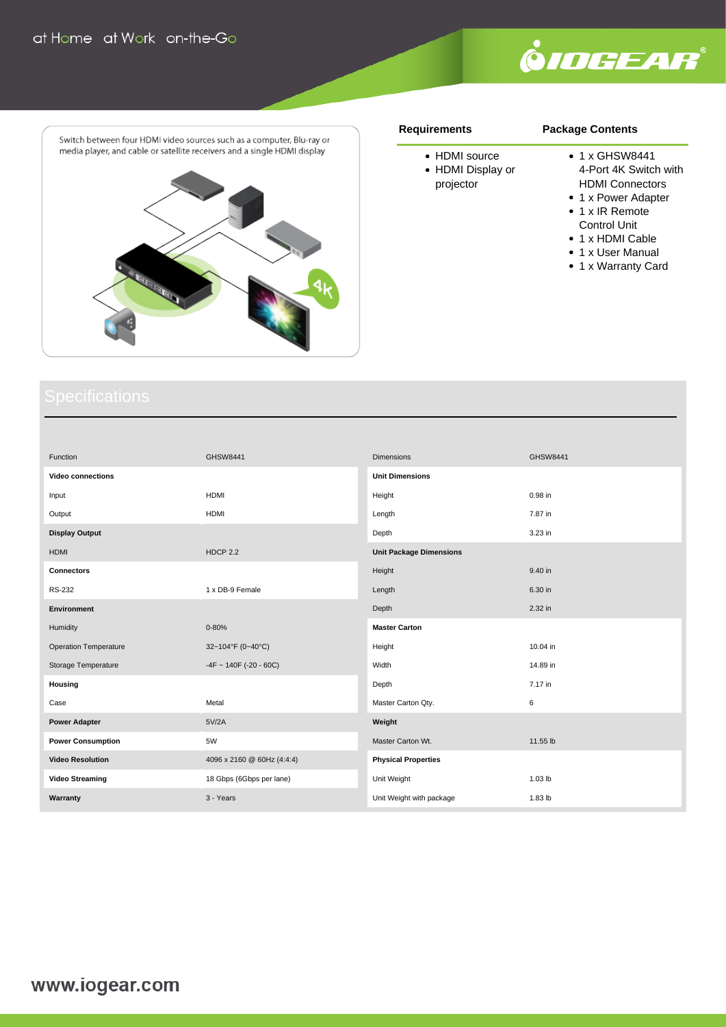Switch between four HDMI video sources such as a computer, Blu-ray or media player, and cable or satellite receivers and a single HDMI display

**Requirements**

- HDMI source
- HDMI Display or projector

**Package Contents**

- 1 x GHSW8441 4-Port 4K Switch with HDMI Connectors
- 1 x Power Adapter
- 1 x IR Remote Control Unit
- 1 x HDMI Cable
- 1 x User Manual
- 1 x Warranty Card

## Specifications

| Function | GHSW8441 |
|---|---|
| **Video connections** | |
| Input | HDMI |
| Output | HDMI |
| **Display Output** | |
| HDMI | HDCP 2.2 |
| **Connectors** | |
| RS-232 | 1 x DB-9 Female |
| **Environment** | |
| Humidity | 0-80% |
| Operation Temperature | 32~104°F (0~40°C) |
| Storage Temperature | -4F ~ 140F (-20 - 60C) |
| **Housing** | |
| Case | Metal |
| **Power Adapter** | 5V/2A |
| **Power Consumption** | 5W |
| **Video Resolution** | 4096 x 2160 @ 60Hz (4:4:4) |
| **Video Streaming** | 18 Gbps (6Gbps per lane) |
| **Warranty** | 3 - Years |

| Dimensions | GHSW8441 |
|---|---|
| **Unit Dimensions** | |
| Height | 0.98 in |
| Length | 7.87 in |
| Depth | 3.23 in |
| **Unit Package Dimensions** | |
| Height | 9.40 in |
| Length | 6.30 in |
| Depth | 2.32 in |
| **Master Carton** | |
| Height | 10.04 in |
| Width | 14.89 in |
| Depth | 7.17 in |
| Master Carton Qty. | 6 |
| **Weight** | |
| Master Carton Wt. | 11.55 lb |
| **Physical Properties** | |
| Unit Weight | 1.03 lb |
| Unit Weight with package | 1.83 lb |